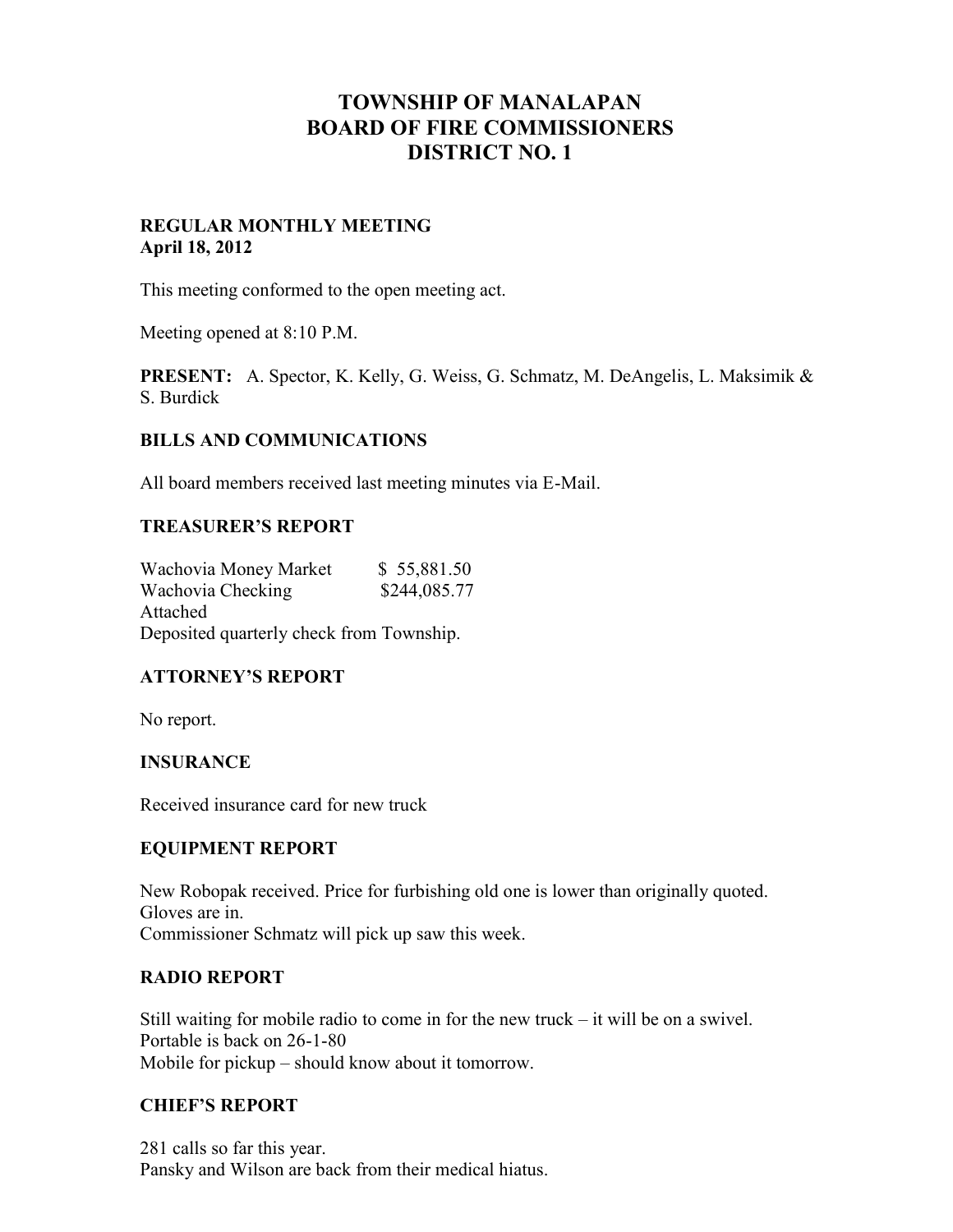# TOWNSHIP OF MANALAPAN
# BOARD OF FIRE COMMISSIONERS
# DISTRICT NO. 1

**REGULAR MONTHLY MEETING**
**April 18, 2012**

This meeting conformed to the open meeting act.

Meeting opened at 8:10 P.M.

**PRESENT:** A. Spector, K. Kelly, G. Weiss, G. Schmatz, M. DeAngelis, L. Maksimik & S. Burdick

## BILLS AND COMMUNICATIONS

All board members received last meeting minutes via E-Mail.

## TREASURER'S REPORT

Wachovia Money Market $ 55,881.50
Wachovia Checking $244,085.77
Attached
Deposited quarterly check from Township.

## ATTORNEY'S REPORT

No report.

## INSURANCE

Received insurance card for new truck

## EQUIPMENT REPORT

New Robopak received. Price for furbishing old one is lower than originally quoted.
Gloves are in.
Commissioner Schmatz will pick up saw this week.

## RADIO REPORT

Still waiting for mobile radio to come in for the new truck – it will be on a swivel.
Portable is back on 26-1-80
Mobile for pickup – should know about it tomorrow.

## CHIEF'S REPORT

281 calls so far this year.
Pansky and Wilson are back from their medical hiatus.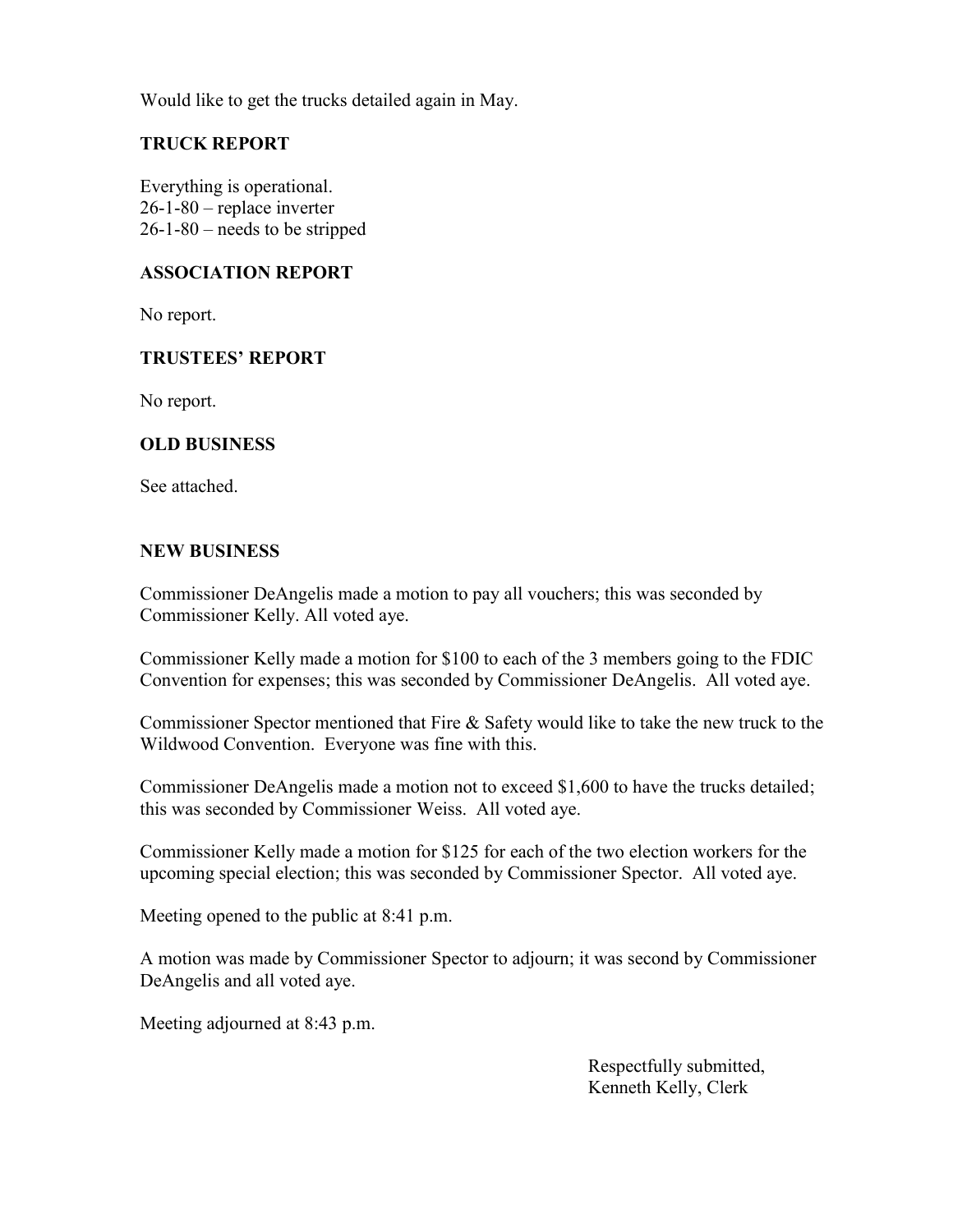Would like to get the trucks detailed again in May.

## TRUCK REPORT

Everything is operational.
26-1-80 – replace inverter
26-1-80 – needs to be stripped

## ASSOCIATION REPORT

No report.

## TRUSTEES' REPORT

No report.

## OLD BUSINESS

See attached.

## NEW BUSINESS

Commissioner DeAngelis made a motion to pay all vouchers; this was seconded by Commissioner Kelly. All voted aye.

Commissioner Kelly made a motion for $100 to each of the 3 members going to the FDIC Convention for expenses; this was seconded by Commissioner DeAngelis. All voted aye.

Commissioner Spector mentioned that Fire & Safety would like to take the new truck to the Wildwood Convention. Everyone was fine with this.

Commissioner DeAngelis made a motion not to exceed $1,600 to have the trucks detailed; this was seconded by Commissioner Weiss. All voted aye.

Commissioner Kelly made a motion for $125 for each of the two election workers for the upcoming special election; this was seconded by Commissioner Spector. All voted aye.

Meeting opened to the public at 8:41 p.m.

A motion was made by Commissioner Spector to adjourn; it was second by Commissioner DeAngelis and all voted aye.

Meeting adjourned at 8:43 p.m.

Respectfully submitted,
Kenneth Kelly, Clerk